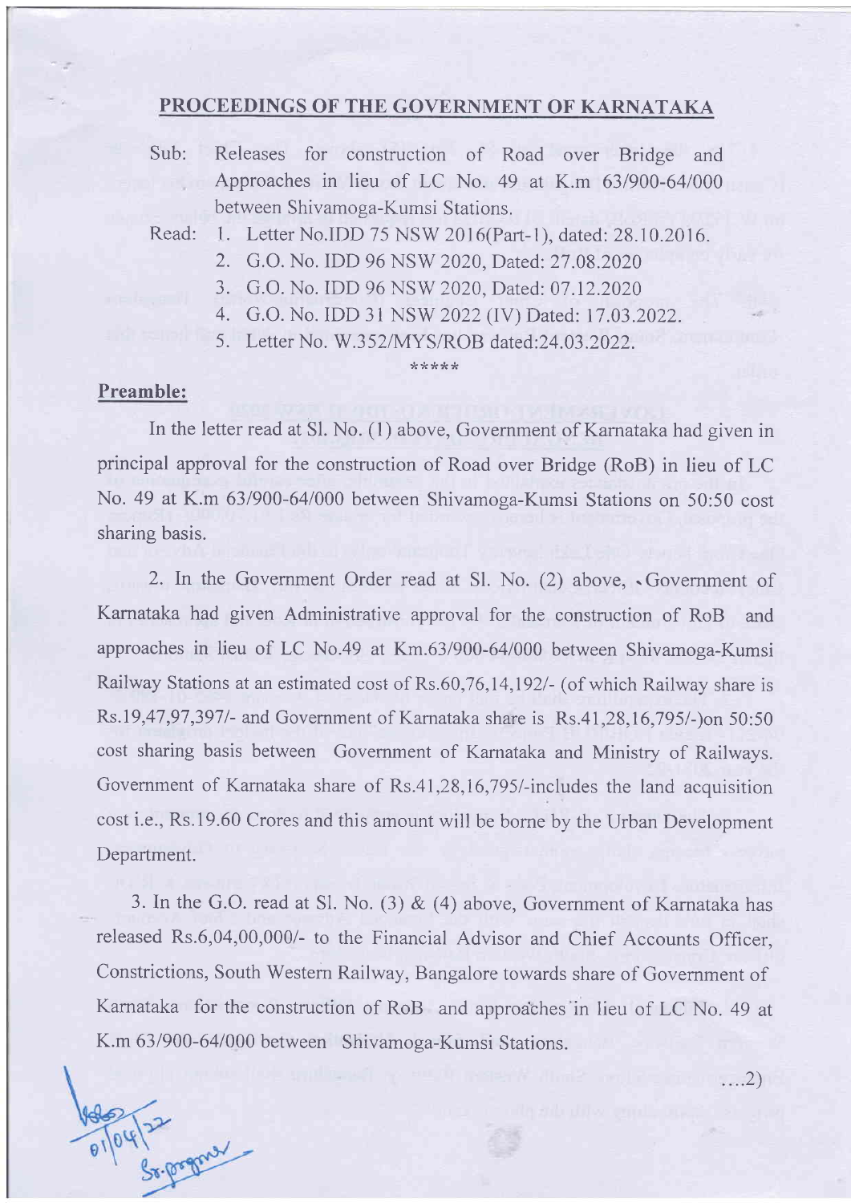## PROCEEDINGS OF THE GOVERNMENT OF KARNATAKA

Sub: Releases for construction of Road over Bridge and Approaches in lieu of LC No. 49 at K.m 63/900-64/000 between Shivamoga-Kumsi Stations.

Read:
1. Letter No.IDD 75 NSW 2016(Part-1), dated: 28.10.2016.
2. G.O. No. IDD 96 NSW 2020, Dated: 27.08.2020
3. G.O. No. IDD 96 NSW 2020, Dated: 07.12.2020
4. G.O. No. IDD 31 NSW 2022 (IV) Dated: 17.03.2022.
5. Letter No. W.352/MYS/ROB dated:24.03.2022.

\*\*\*\*\*

**Preamble:**

In the letter read at Sl. No. (1) above, Government of Karnataka had given in principal approval for the construction of Road over Bridge (RoB) in lieu of LC No. 49 at K.m 63/900-64/000 between Shivamoga-Kumsi Stations on 50:50 cost sharing basis.

2. In the Government Order read at Sl. No. (2) above, Government of Karnataka had given Administrative approval for the construction of RoB and approaches in lieu of LC No.49 at Km.63/900-64/000 between Shivamoga-Kumsi Railway Stations at an estimated cost of Rs.60,76,14,192/- (of which Railway share is Rs.19,47,97,397/- and Government of Karnataka share is Rs.41,28,16,795/-)on 50:50 cost sharing basis between Government of Karnataka and Ministry of Railways. Government of Karnataka share of Rs.41,28,16,795/-includes the land acquisition cost i.e., Rs.19.60 Crores and this amount will be borne by the Urban Development Department.

3. In the G.O. read at Sl. No. (3) & (4) above, Government of Karnataka has released Rs.6,04,00,000/- to the Financial Advisor and Chief Accounts Officer, Constrictions, South Western Railway, Bangalore towards share of Government of Karnataka for the construction of RoB and approaches in lieu of LC No. 49 at K.m 63/900-64/000 between Shivamoga-Kumsi Stations.

....2)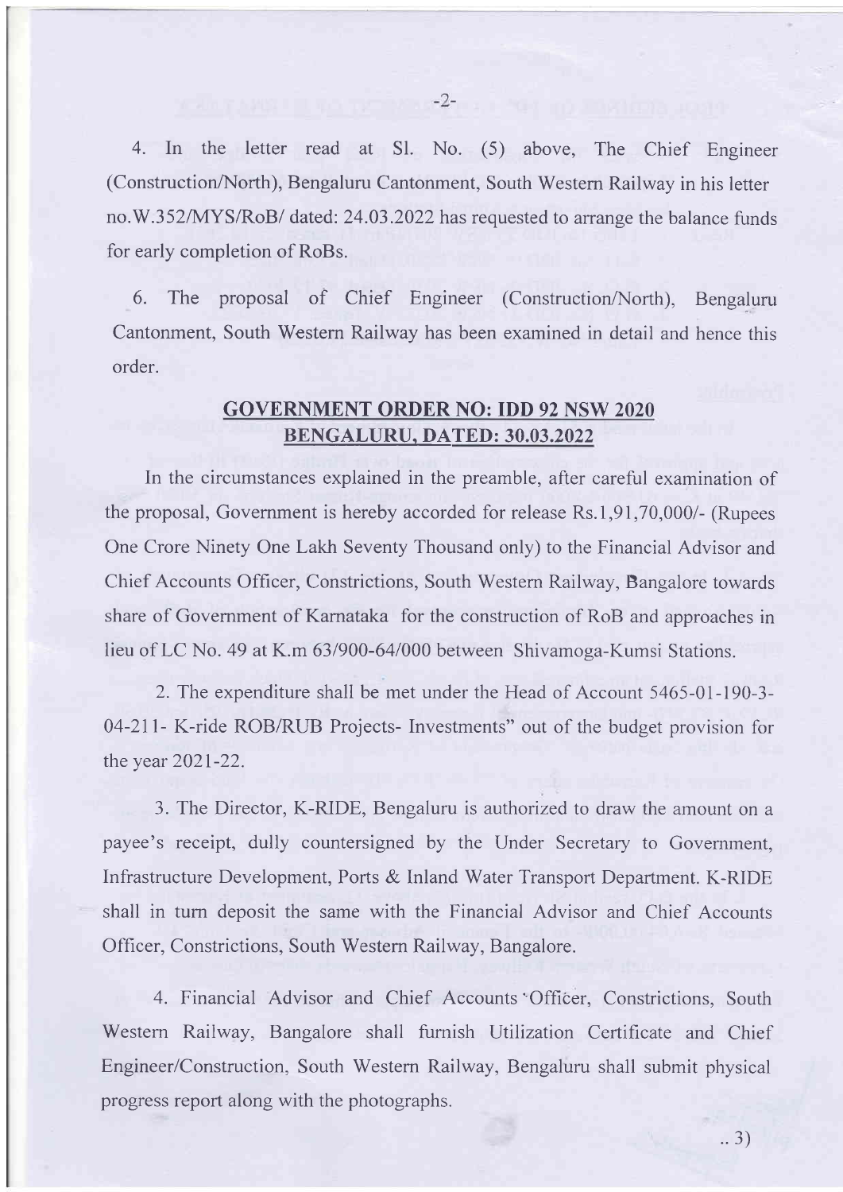4. In the letter read at Sl. No. (5) above, The Chief Engineer (Construction/North), Bengaluru Cantonment, South Western Railway in his letter no.W.352/MYS/RoB/ dated: 24.03.2022 has requested to arrange the balance funds for early completion of RoBs.

6. The proposal of Chief Engineer (Construction/North), Bengaluru Cantonment, South Western Railway has been examined in detail and hence this order.

## GOVERNMENT ORDER NO: IDD 92 NSW 2020
## BENGALURU, DATED: 30.03.2022

In the circumstances explained in the preamble, after careful examination of the proposal, Government is hereby accorded for release Rs.1,91,70,000/- (Rupees One Crore Ninety One Lakh Seventy Thousand only) to the Financial Advisor and Chief Accounts Officer, Constrictions, South Western Railway, Bangalore towards share of Government of Karnataka for the construction of RoB and approaches in lieu of LC No. 49 at K.m 63/900-64/000 between Shivamoga-Kumsi Stations.

2. The expenditure shall be met under the Head of Account 5465-01-190-3-04-211- K-ride ROB/RUB Projects- Investments" out of the budget provision for the year 2021-22.

3. The Director, K-RIDE, Bengaluru is authorized to draw the amount on a payee's receipt, dully countersigned by the Under Secretary to Government, Infrastructure Development, Ports & Inland Water Transport Department. K-RIDE shall in turn deposit the same with the Financial Advisor and Chief Accounts Officer, Constrictions, South Western Railway, Bangalore.

4. Financial Advisor and Chief Accounts Officer, Constrictions, South Western Railway, Bangalore shall furnish Utilization Certificate and Chief Engineer/Construction, South Western Railway, Bengaluru shall submit physical progress report along with the photographs.

..3)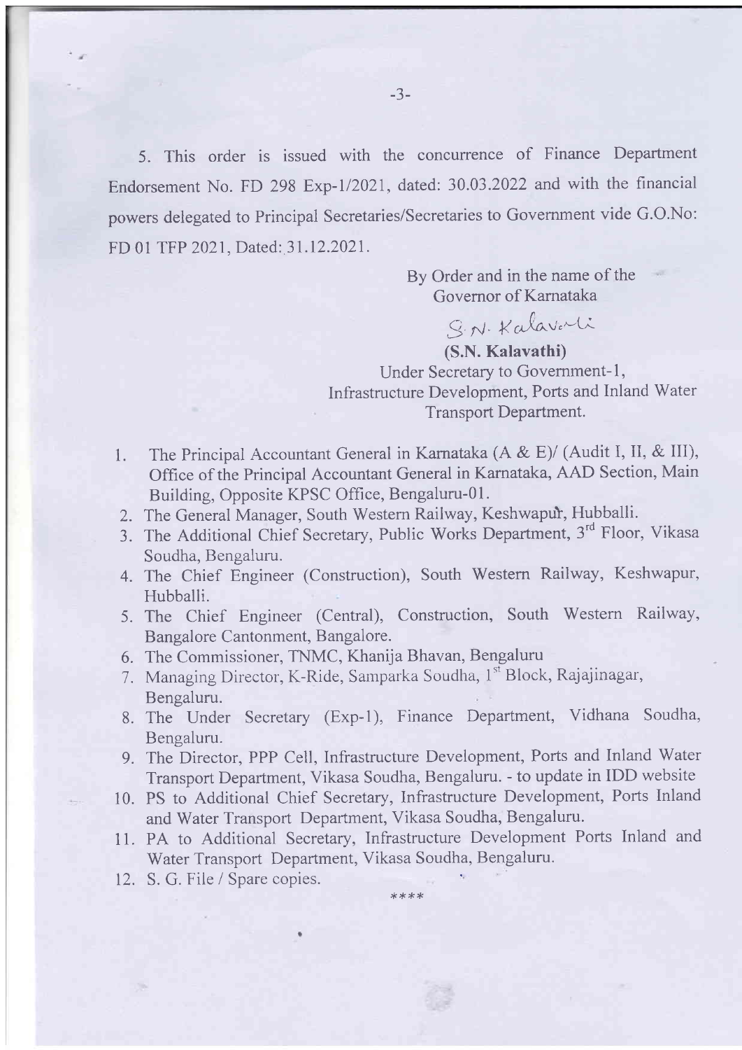5. This order is issued with the concurrence of Finance Department Endorsement No. FD 298 Exp-1/2021, dated: 30.03.2022 and with the financial powers delegated to Principal Secretaries/Secretaries to Government vide G.O.No: FD 01 TFP 2021, Dated: 31.12.2021.

By Order and in the name of the
Governor of Karnataka

S.N. Kalavathi

**(S.N. Kalavathi)**
Under Secretary to Government-1,
Infrastructure Development, Ports and Inland Water Transport Department.

1. The Principal Accountant General in Karnataka (A & E)/ (Audit I, II, & III), Office of the Principal Accountant General in Karnataka, AAD Section, Main Building, Opposite KPSC Office, Bengaluru-01.
2. The General Manager, South Western Railway, Keshwapur, Hubballi.
3. The Additional Chief Secretary, Public Works Department, 3rd Floor, Vikasa Soudha, Bengaluru.
4. The Chief Engineer (Construction), South Western Railway, Keshwapur, Hubballi.
5. The Chief Engineer (Central), Construction, South Western Railway, Bangalore Cantonment, Bangalore.
6. The Commissioner, TNMC, Khanija Bhavan, Bengaluru
7. Managing Director, K-Ride, Samparka Soudha, 1st Block, Rajajinagar, Bengaluru.
8. The Under Secretary (Exp-1), Finance Department, Vidhana Soudha, Bengaluru.
9. The Director, PPP Cell, Infrastructure Development, Ports and Inland Water Transport Department, Vikasa Soudha, Bengaluru. - to update in IDD website
10. PS to Additional Chief Secretary, Infrastructure Development, Ports Inland and Water Transport Department, Vikasa Soudha, Bengaluru.
11. PA to Additional Secretary, Infrastructure Development Ports Inland and Water Transport Department, Vikasa Soudha, Bengaluru.
12. S. G. File / Spare copies.

\*\*\*\*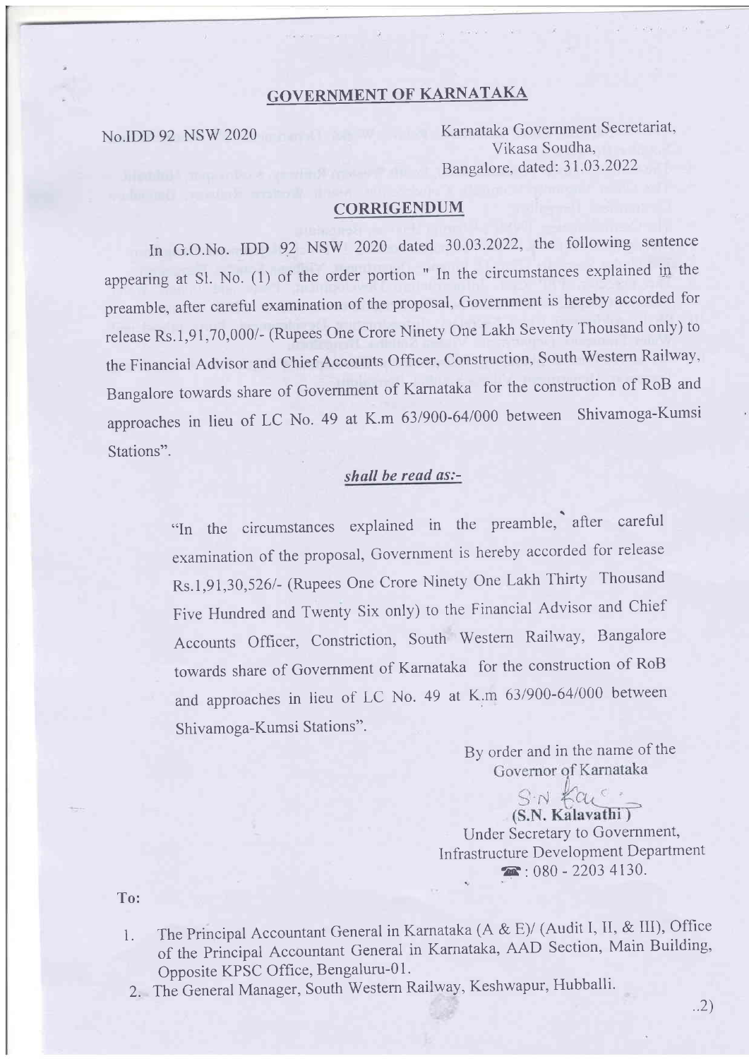## GOVERNMENT OF KARNATAKA

No.IDD 92 NSW 2020

Karnataka Government Secretariat,
Vikasa Soudha,
Bangalore, dated: 31.03.2022

## CORRIGENDUM

In G.O.No. IDD 92 NSW 2020 dated 30.03.2022, the following sentence appearing at Sl. No. (1) of the order portion " In the circumstances explained in the preamble, after careful examination of the proposal, Government is hereby accorded for release Rs.1,91,70,000/- (Rupees One Crore Ninety One Lakh Seventy Thousand only) to the Financial Advisor and Chief Accounts Officer, Construction, South Western Railway, Bangalore towards share of Government of Karnataka for the construction of RoB and approaches in lieu of LC No. 49 at K.m 63/900-64/000 between Shivamoga-Kumsi Stations".

***shall be read as:-***

> "In the circumstances explained in the preamble, after careful examination of the proposal, Government is hereby accorded for release Rs.1,91,30,526/- (Rupees One Crore Ninety One Lakh Thirty Thousand Five Hundred and Twenty Six only) to the Financial Advisor and Chief Accounts Officer, Constriction, South Western Railway, Bangalore towards share of Government of Karnataka for the construction of RoB and approaches in lieu of LC No. 49 at K.m 63/900-64/000 between Shivamoga-Kumsi Stations".

By order and in the name of the
Governor of Karnataka

S.N Kal

**(S.N. Kalavathi)**
Under Secretary to Government,
Infrastructure Development Department
☎: 080 - 2203 4130.

**To:**

1. The Principal Accountant General in Karnataka (A & E)/ (Audit I, II, & III), Office of the Principal Accountant General in Karnataka, AAD Section, Main Building, Opposite KPSC Office, Bengaluru-01.
2. The General Manager, South Western Railway, Keshwapur, Hubballi.

..2)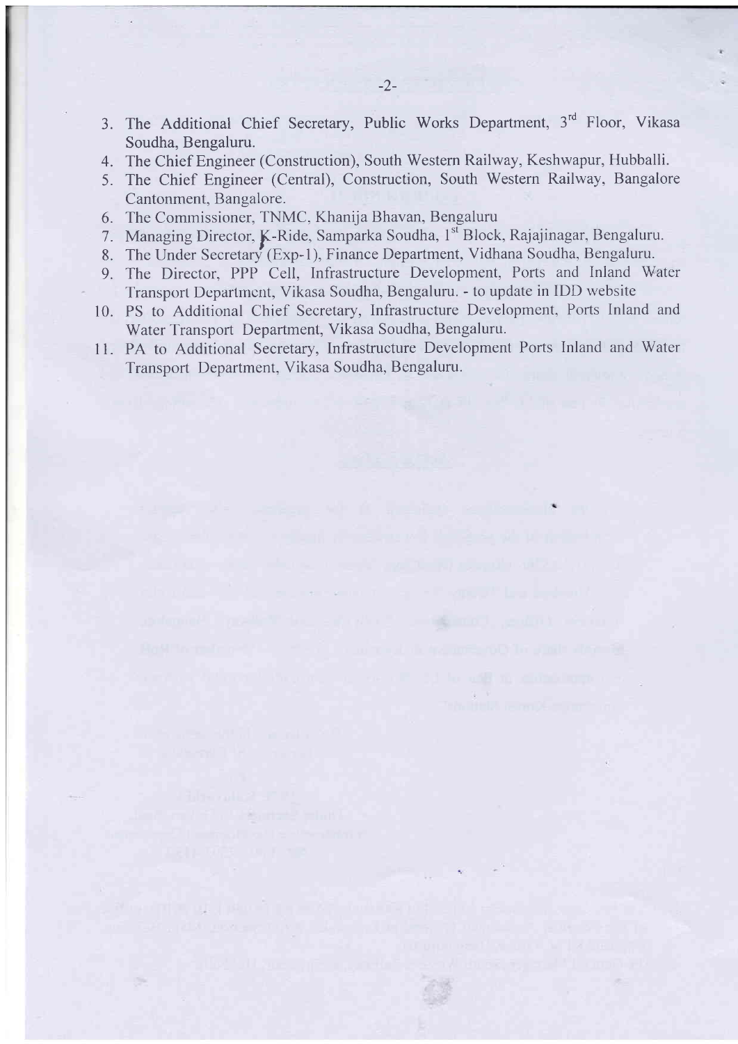3. The Additional Chief Secretary, Public Works Department, 3rd Floor, Vikasa Soudha, Bengaluru.
4. The Chief Engineer (Construction), South Western Railway, Keshwapur, Hubballi.
5. The Chief Engineer (Central), Construction, South Western Railway, Bangalore Cantonment, Bangalore.
6. The Commissioner, TNMC, Khanija Bhavan, Bengaluru
7. Managing Director, K-Ride, Samparka Soudha, 1st Block, Rajajinagar, Bengaluru.
8. The Under Secretary (Exp-1), Finance Department, Vidhana Soudha, Bengaluru.
9. The Director, PPP Cell, Infrastructure Development, Ports and Inland Water Transport Department, Vikasa Soudha, Bengaluru. - to update in IDD website
10. PS to Additional Chief Secretary, Infrastructure Development, Ports Inland and Water Transport Department, Vikasa Soudha, Bengaluru.
11. PA to Additional Secretary, Infrastructure Development Ports Inland and Water Transport Department, Vikasa Soudha, Bengaluru.